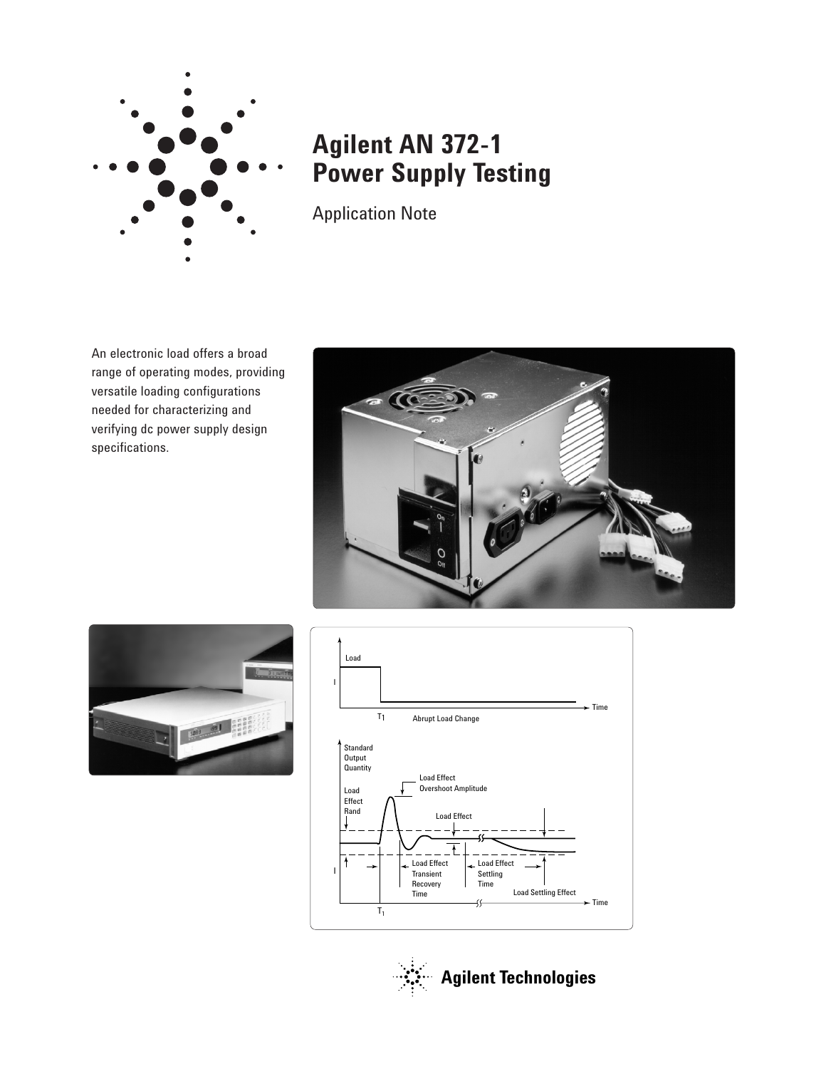# Agilent AN 372-1 Power Supply Testing

Application Note

An electronic load offers a broad range of operating modes, providing versatile loading configurations needed for characterizing and verifying dc power supply design specifications.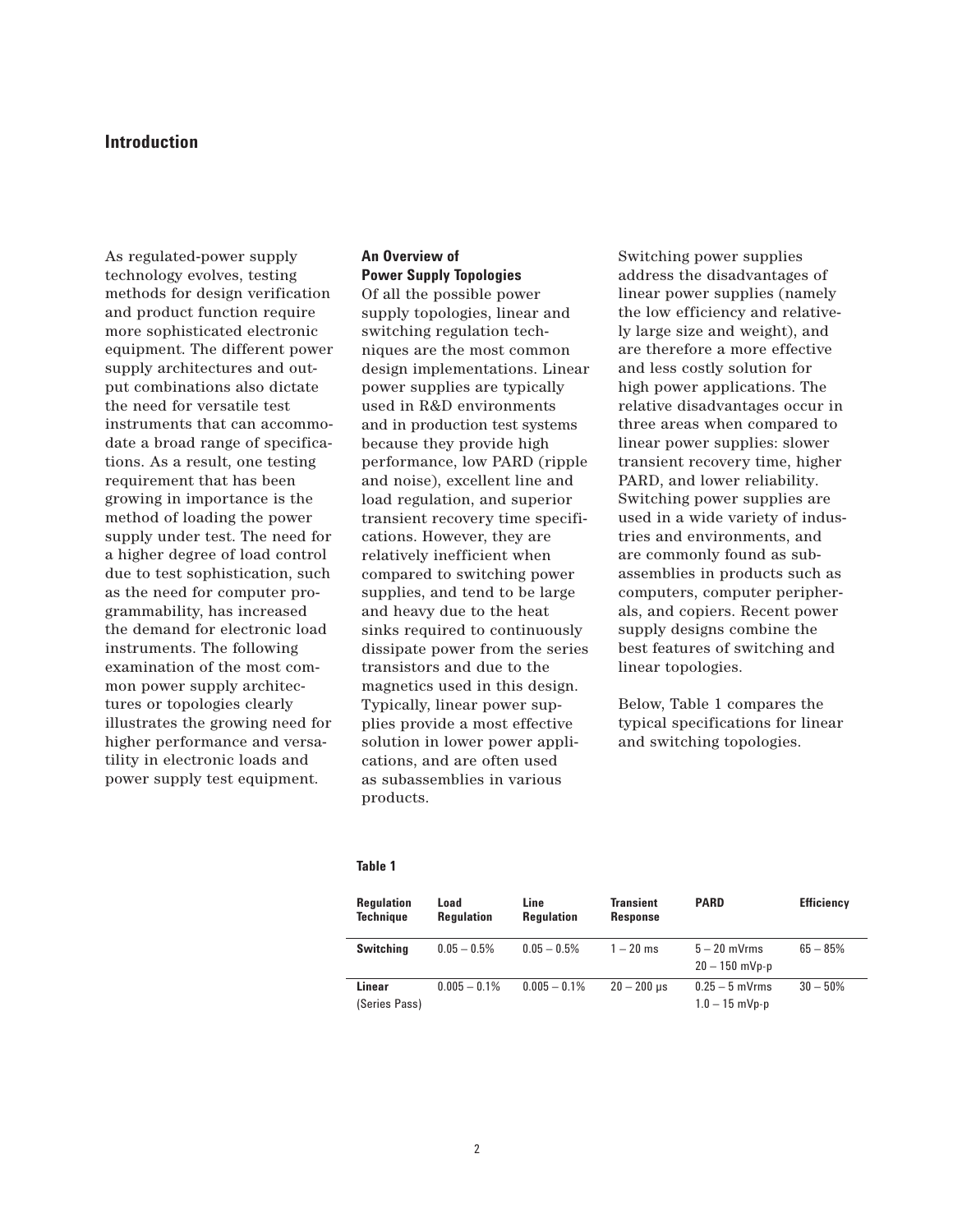## Introduction

As regulated-power supply technology evolves, testing methods for design verification and product function require more sophisticated electronic equipment. The different power supply architectures and output combinations also dictate the need for versatile test instruments that can accommodate a broad range of specifications. As a result, one testing requirement that has been growing in importance is the method of loading the power supply under test. The need for a higher degree of load control due to test sophistication, such as the need for computer programmability, has increased the demand for electronic load instruments. The following examination of the most common power supply architectures or topologies clearly illustrates the growing need for higher performance and versatility in electronic loads and power supply test equipment.

### An Overview of Power Supply Topologies

Of all the possible power supply topologies, linear and switching regulation techniques are the most common design implementations. Linear power supplies are typically used in R&D environments and in production test systems because they provide high performance, low PARD (ripple and noise), excellent line and load regulation, and superior transient recovery time specifications. However, they are relatively inefficient when compared to switching power supplies, and tend to be large and heavy due to the heat sinks required to continuously dissipate power from the series transistors and due to the magnetics used in this design. Typically, linear power supplies provide a most effective solution in lower power applications, and are often used as subassemblies in various products.

Switching power supplies address the disadvantages of linear power supplies (namely the low efficiency and relatively large size and weight), and are therefore a more effective and less costly solution for high power applications. The relative disadvantages occur in three areas when compared to linear power supplies: slower transient recovery time, higher PARD, and lower reliability. Switching power supplies are used in a wide variety of industries and environments, and are commonly found as subassemblies in products such as computers, computer peripherals, and copiers. Recent power supply designs combine the best features of switching and linear topologies.

Below, Table 1 compares the typical specifications for linear and switching topologies.

**Table 1**

| Regulation Technique | Load Regulation | Line Regulation | Transient Response | PARD | Efficiency |
|---|---|---|---|---|---|
| **Switching** | 0.05 – 0.5% | 0.05 – 0.5% | 1 – 20 ms | 5 – 20 mVrms<br>20 – 150 mVp-p | 65 – 85% |
| **Linear** (Series Pass) | 0.005 – 0.1% | 0.005 – 0.1% | 20 – 200 μs | 0.25 – 5 mVrms<br>1.0 – 15 mVp-p | 30 – 50% |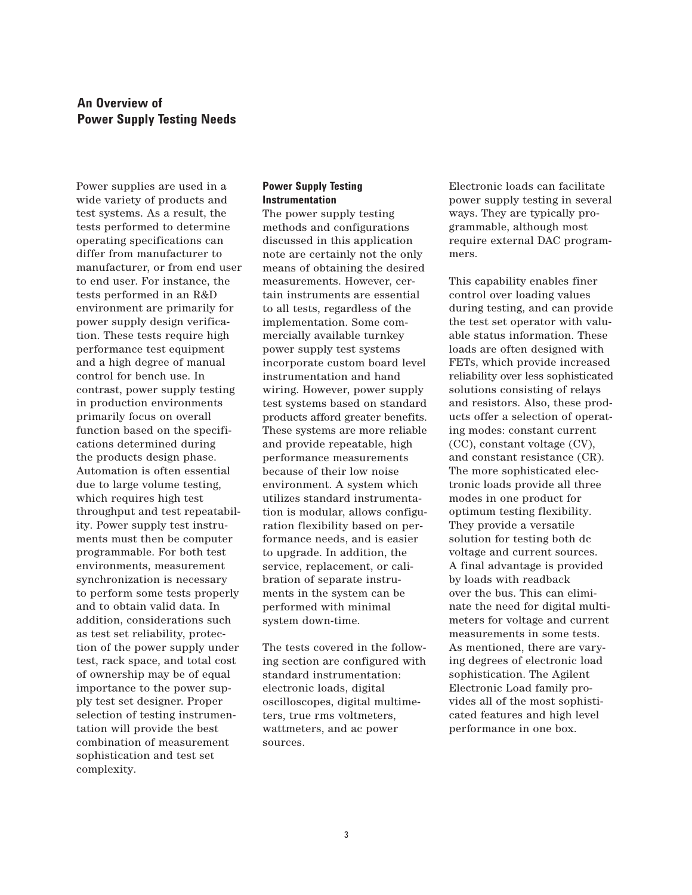## An Overview of Power Supply Testing Needs

Power supplies are used in a wide variety of products and test systems. As a result, the tests performed to determine operating specifications can differ from manufacturer to manufacturer, or from end user to end user. For instance, the tests performed in an R&D environment are primarily for power supply design verification. These tests require high performance test equipment and a high degree of manual control for bench use. In contrast, power supply testing in production environments primarily focus on overall function based on the specifications determined during the products design phase. Automation is often essential due to large volume testing, which requires high test throughput and test repeatability. Power supply test instruments must then be computer programmable. For both test environments, measurement synchronization is necessary to perform some tests properly and to obtain valid data. In addition, considerations such as test set reliability, protection of the power supply under test, rack space, and total cost of ownership may be of equal importance to the power supply test set designer. Proper selection of testing instrumentation will provide the best combination of measurement sophistication and test set complexity.

### Power Supply Testing Instrumentation

The power supply testing methods and configurations discussed in this application note are certainly not the only means of obtaining the desired measurements. However, certain instruments are essential to all tests, regardless of the implementation. Some commercially available turnkey power supply test systems incorporate custom board level instrumentation and hand wiring. However, power supply test systems based on standard products afford greater benefits. These systems are more reliable and provide repeatable, high performance measurements because of their low noise environment. A system which utilizes standard instrumentation is modular, allows configuration flexibility based on performance needs, and is easier to upgrade. In addition, the service, replacement, or calibration of separate instruments in the system can be performed with minimal system down-time.

The tests covered in the following section are configured with standard instrumentation: electronic loads, digital oscilloscopes, digital multimeters, true rms voltmeters, wattmeters, and ac power sources.

Electronic loads can facilitate power supply testing in several ways. They are typically programmable, although most require external DAC programmers.

This capability enables finer control over loading values during testing, and can provide the test set operator with valuable status information. These loads are often designed with FETs, which provide increased reliability over less sophisticated solutions consisting of relays and resistors. Also, these products offer a selection of operating modes: constant current (CC), constant voltage (CV), and constant resistance (CR). The more sophisticated electronic loads provide all three modes in one product for optimum testing flexibility. They provide a versatile solution for testing both dc voltage and current sources. A final advantage is provided by loads with readback over the bus. This can eliminate the need for digital multimeters for voltage and current measurements in some tests. As mentioned, there are varying degrees of electronic load sophistication. The Agilent Electronic Load family provides all of the most sophisticated features and high level performance in one box.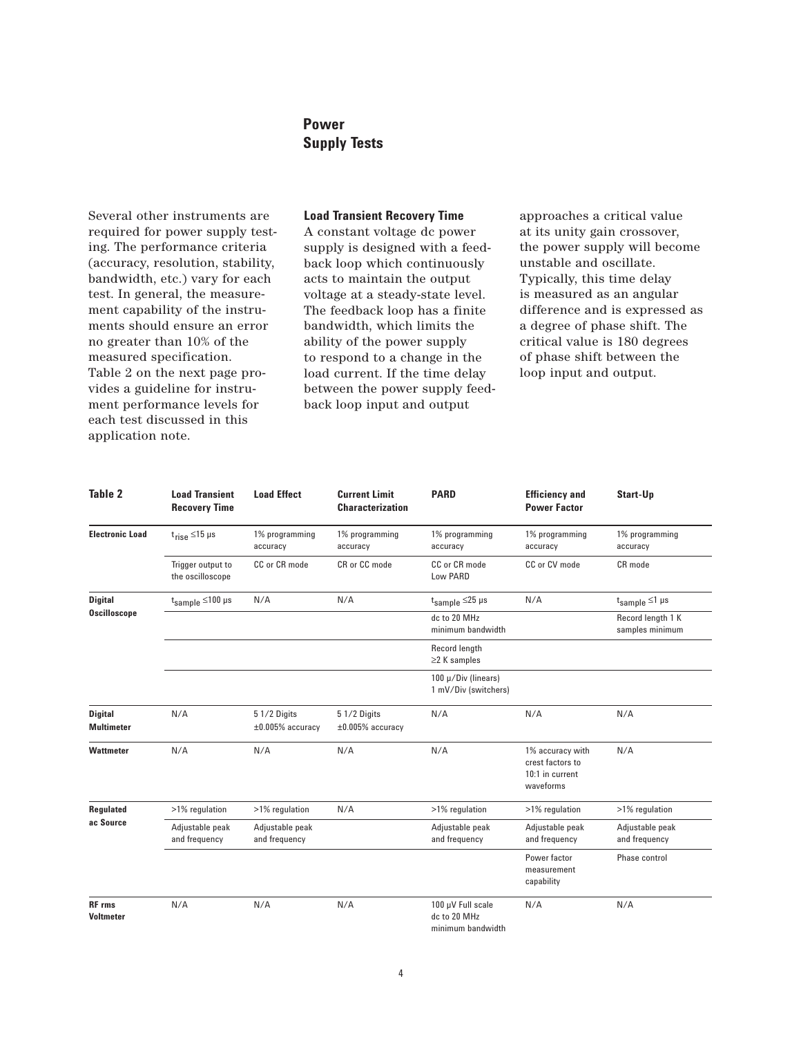# Power Supply Tests

Several other instruments are required for power supply testing. The performance criteria (accuracy, resolution, stability, bandwidth, etc.) vary for each test. In general, the measurement capability of the instruments should ensure an error no greater than 10% of the measured specification. Table 2 on the next page provides a guideline for instrument performance levels for each test discussed in this application note.

### Load Transient Recovery Time

A constant voltage dc power supply is designed with a feedback loop which continuously acts to maintain the output voltage at a steady-state level. The feedback loop has a finite bandwidth, which limits the ability of the power supply to respond to a change in the load current. If the time delay between the power supply feedback loop input and output approaches a critical value at its unity gain crossover, the power supply will become unstable and oscillate. Typically, this time delay is measured as an angular difference and is expressed as a degree of phase shift. The critical value is 180 degrees of phase shift between the loop input and output.

| Table 2 | Load Transient Recovery Time | Load Effect | Current Limit Characterization | PARD | Efficiency and Power Factor | Start-Up |
|---|---|---|---|---|---|---|
| **Electronic Load** | $t_{rise}$ ≤15 µs | 1% programming accuracy | 1% programming accuracy | 1% programming accuracy | 1% programming accuracy | 1% programming accuracy |
| | Trigger output to the oscilloscope | CC or CR mode | CR or CC mode | CC or CR mode Low PARD | CC or CV mode | CR mode |
| **Digital Oscilloscope** | $t_{sample}$ ≤100 µs | N/A | N/A | $t_{sample}$ ≤25 µs | N/A | $t_{sample}$ ≤1 µs |
| | | | | dc to 20 MHz minimum bandwidth | | Record length 1 K samples minimum |
| | | | | Record length ≥2 K samples | | |
| | | | | 100 µ/Div (linears) 1 mV/Div (switchers) | | |
| **Digital Multimeter** | N/A | 5 1/2 Digits ±0.005% accuracy | 5 1/2 Digits ±0.005% accuracy | N/A | N/A | N/A |
| **Wattmeter** | N/A | N/A | N/A | N/A | 1% accuracy with crest factors to 10:1 in current waveforms | N/A |
| **Regulated ac Source** | >1% regulation | >1% regulation | N/A | >1% regulation | >1% regulation | >1% regulation |
| | Adjustable peak and frequency | Adjustable peak and frequency | | Adjustable peak and frequency | Adjustable peak and frequency | Adjustable peak and frequency |
| | | | | | Power factor measurement capability | Phase control |
| **RF rms Voltmeter** | N/A | N/A | N/A | 100 µV Full scale dc to 20 MHz minimum bandwidth | N/A | N/A |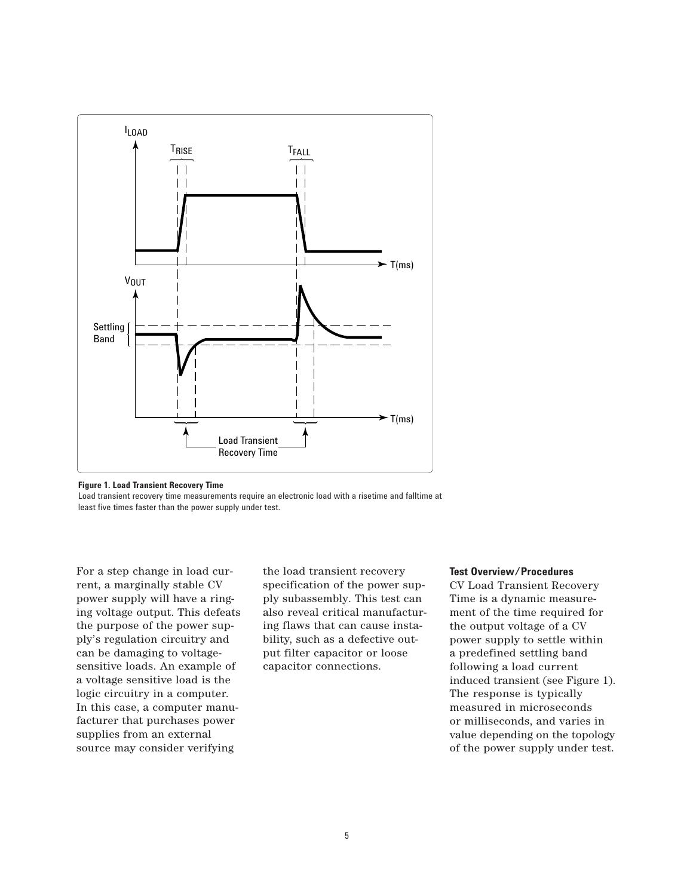**Figure 1. Load Transient Recovery Time**

Load transient recovery time measurements require an electronic load with a risetime and falltime at least five times faster than the power supply under test.

For a step change in load current, a marginally stable CV power supply will have a ringing voltage output. This defeats the purpose of the power supply's regulation circuitry and can be damaging to voltage-sensitive loads. An example of a voltage sensitive load is the logic circuitry in a computer. In this case, a computer manufacturer that purchases power supplies from an external source may consider verifying the load transient recovery specification of the power supply subassembly. This test can also reveal critical manufacturing flaws that can cause instability, such as a defective output filter capacitor or loose capacitor connections.

**Test Overview/Procedures**

CV Load Transient Recovery Time is a dynamic measurement of the time required for the output voltage of a CV power supply to settle within a predefined settling band following a load current induced transient (see Figure 1). The response is typically measured in microseconds or milliseconds, and varies in value depending on the topology of the power supply under test.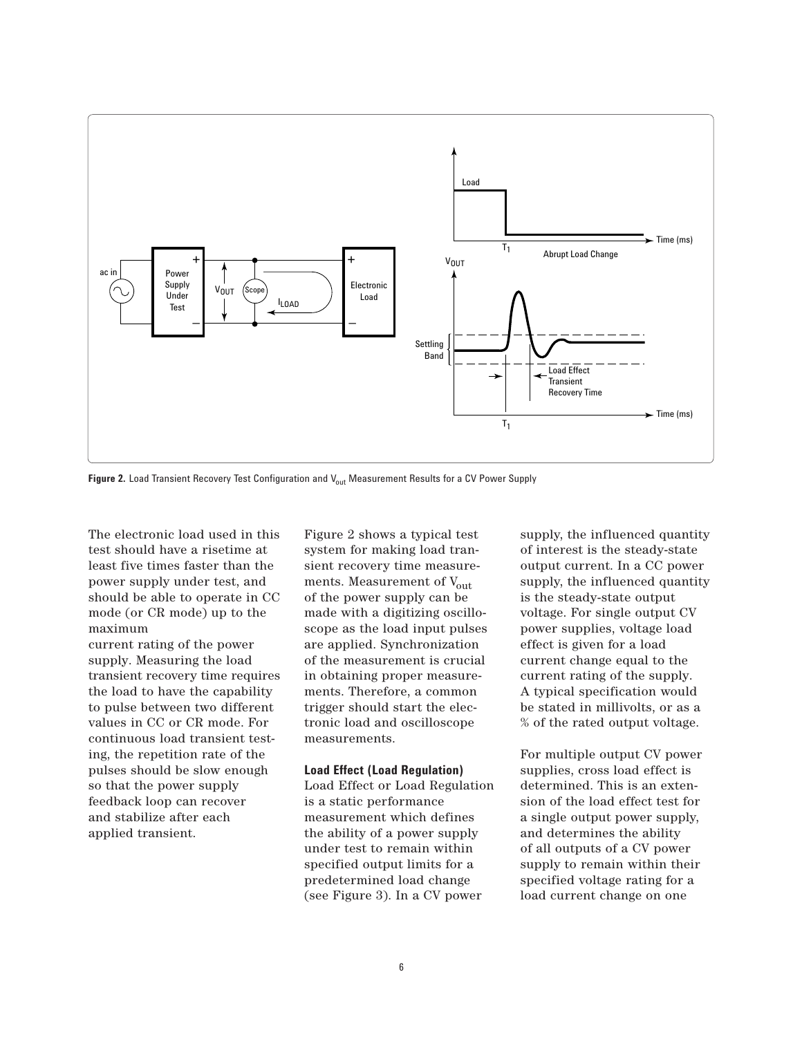**Figure 2.** Load Transient Recovery Test Configuration and $V_{out}$ Measurement Results for a CV Power Supply

The electronic load used in this test should have a risetime at least five times faster than the power supply under test, and should be able to operate in CC mode (or CR mode) up to the maximum current rating of the power supply. Measuring the load transient recovery time requires the load to have the capability to pulse between two different values in CC or CR mode. For continuous load transient testing, the repetition rate of the pulses should be slow enough so that the power supply feedback loop can recover and stabilize after each applied transient.

Figure 2 shows a typical test system for making load transient recovery time measurements. Measurement of $V_{out}$ of the power supply can be made with a digitizing oscilloscope as the load input pulses are applied. Synchronization of the measurement is crucial in obtaining proper measurements. Therefore, a common trigger should start the electronic load and oscilloscope measurements.

**Load Effect (Load Regulation)**

Load Effect or Load Regulation is a static performance measurement which defines the ability of a power supply under test to remain within specified output limits for a predetermined load change (see Figure 3). In a CV power supply, the influenced quantity of interest is the steady-state output current. In a CC power supply, the influenced quantity is the steady-state output voltage. For single output CV power supplies, voltage load effect is given for a load current change equal to the current rating of the supply. A typical specification would be stated in millivolts, or as a % of the rated output voltage.

For multiple output CV power supplies, cross load effect is determined. This is an extension of the load effect test for a single output power supply, and determines the ability of all outputs of a CV power supply to remain within their specified voltage rating for a load current change on one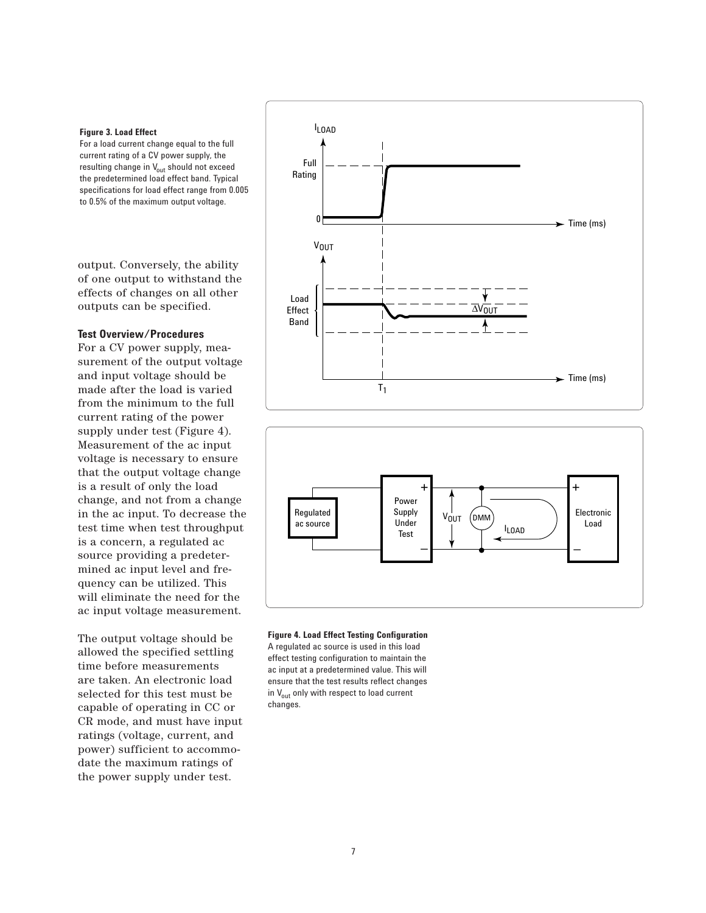**Figure 3. Load Effect**

For a load current change equal to the full current rating of a CV power supply, the resulting change in $V_{out}$ should not exceed the predetermined load effect band. Typical specifications for load effect range from 0.005 to 0.5% of the maximum output voltage.

output. Conversely, the ability of one output to withstand the effects of changes on all other outputs can be specified.

**Test Overview/Procedures**

For a CV power supply, measurement of the output voltage and input voltage should be made after the load is varied from the minimum to the full current rating of the power supply under test (Figure 4). Measurement of the ac input voltage is necessary to ensure that the output voltage change is a result of only the load change, and not from a change in the ac input. To decrease the test time when test throughput is a concern, a regulated ac source providing a predetermined ac input level and frequency can be utilized. This will eliminate the need for the ac input voltage measurement.

The output voltage should be allowed the specified settling time before measurements are taken. An electronic load selected for this test must be capable of operating in CC or CR mode, and must have input ratings (voltage, current, and power) sufficient to accommodate the maximum ratings of the power supply under test.

**Figure 4. Load Effect Testing Configuration**

A regulated ac source is used in this load effect testing configuration to maintain the ac input at a predetermined value. This will ensure that the test results reflect changes in $V_{out}$ only with respect to load current changes.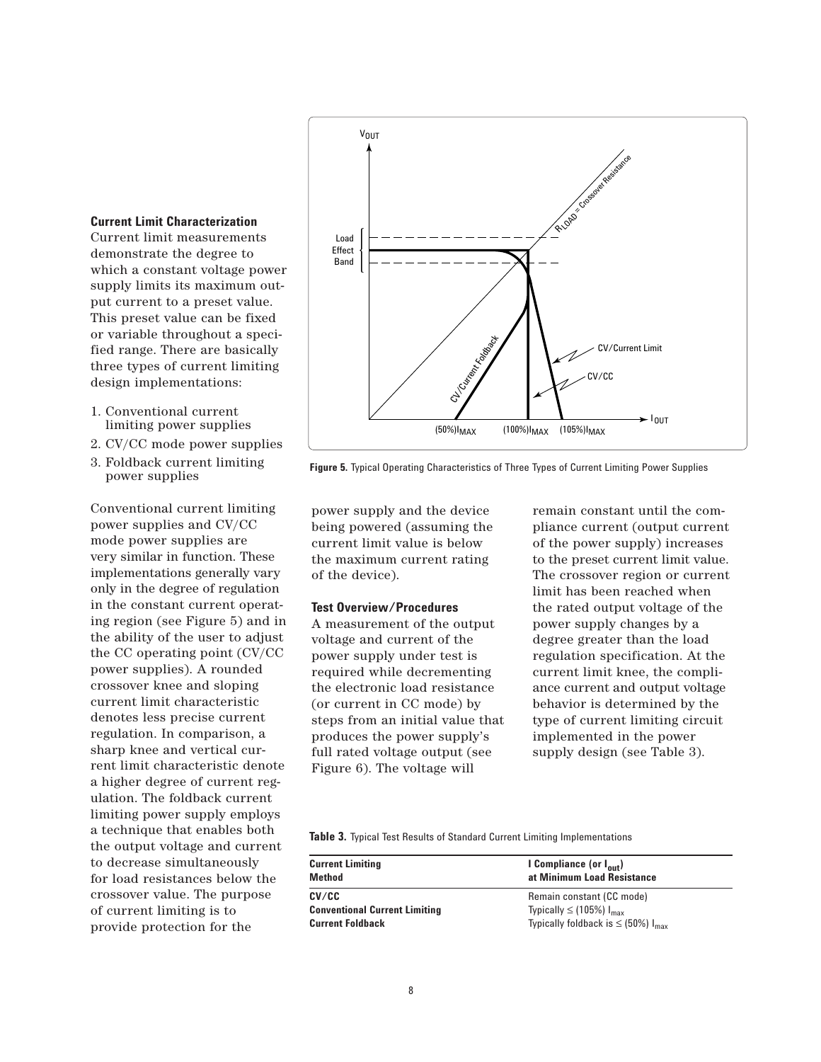### Current Limit Characterization

Current limit measurements demonstrate the degree to which a constant voltage power supply limits its maximum output current to a preset value. This preset value can be fixed or variable throughout a specified range. There are basically three types of current limiting design implementations:

1. Conventional current limiting power supplies
2. CV/CC mode power supplies
3. Foldback current limiting power supplies

Conventional current limiting power supplies and CV/CC mode power supplies are very similar in function. These implementations generally vary only in the degree of regulation in the constant current operating region (see Figure 5) and in the ability of the user to adjust the CC operating point (CV/CC power supplies). A rounded crossover knee and sloping current limit characteristic denotes less precise current regulation. In comparison, a sharp knee and vertical current limit characteristic denote a higher degree of current regulation. The foldback current limiting power supply employs a technique that enables both the output voltage and current to decrease simultaneously for load resistances below the crossover value. The purpose of current limiting is to provide protection for the power supply and the device being powered (assuming the current limit value is below the maximum current rating of the device).

**Figure 5.** Typical Operating Characteristics of Three Types of Current Limiting Power Supplies

#### Test Overview/Procedures

A measurement of the output voltage and current of the power supply under test is required while decrementing the electronic load resistance (or current in CC mode) by steps from an initial value that produces the power supply's full rated voltage output (see Figure 6). The voltage will remain constant until the compliance current (output current of the power supply) increases to the preset current limit value. The crossover region or current limit has been reached when the rated output voltage of the power supply changes by a degree greater than the load regulation specification. At the current limit knee, the compliance current and output voltage behavior is determined by the type of current limiting circuit implemented in the power supply design (see Table 3).

**Table 3.** Typical Test Results of Standard Current Limiting Implementations

| Current Limiting Method | I Compliance (or $I_{out}$) at Minimum Load Resistance |
|---|---|
| **CV/CC** | Remain constant (CC mode) |
| **Conventional Current Limiting** | Typically ≤ (105%) $I_{max}$ |
| **Current Foldback** | Typically foldback is ≤ (50%) $I_{max}$ |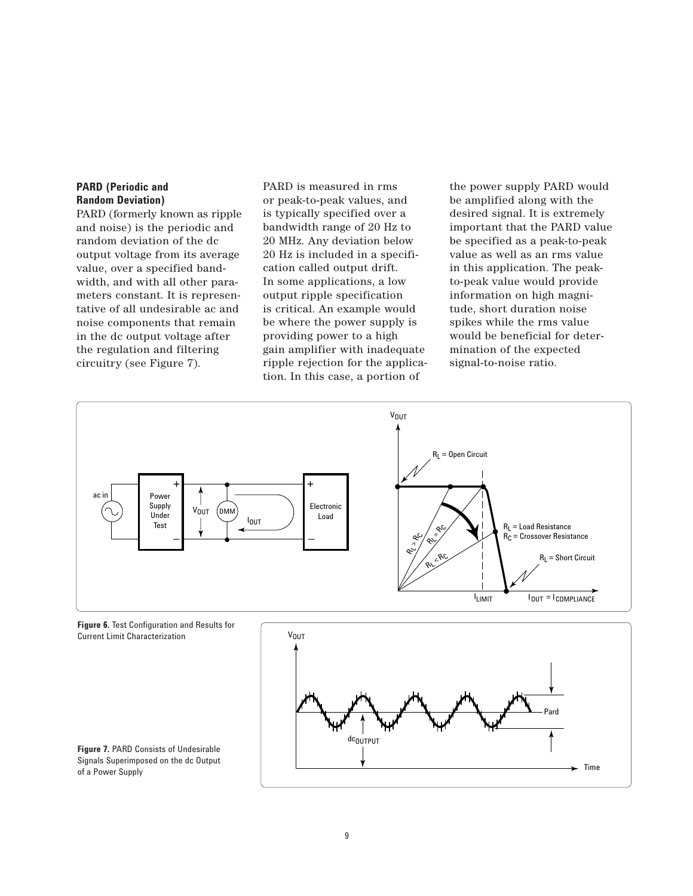**PARD (Periodic and Random Deviation)**

PARD (formerly known as ripple and noise) is the periodic and random deviation of the dc output voltage from its average value, over a specified bandwidth, and with all other parameters constant. It is representative of all undesirable ac and noise components that remain in the dc output voltage after the regulation and filtering circuitry (see Figure 7).

PARD is measured in rms or peak-to-peak values, and is typically specified over a bandwidth range of 20 Hz to 20 MHz. Any deviation below 20 Hz is included in a specification called output drift. In some applications, a low output ripple specification is critical. An example would be where the power supply is providing power to a high gain amplifier with inadequate ripple rejection for the application. In this case, a portion of the power supply PARD would be amplified along with the desired signal. It is extremely important that the PARD value be specified as a peak-to-peak value as well as an rms value in this application. The peak-to-peak value would provide information on high magnitude, short duration noise spikes while the rms value would be beneficial for determination of the expected signal-to-noise ratio.

**Figure 6.** Test Configuration and Results for Current Limit Characterization

**Figure 7.** PARD Consists of Undesirable Signals Superimposed on the dc Output of a Power Supply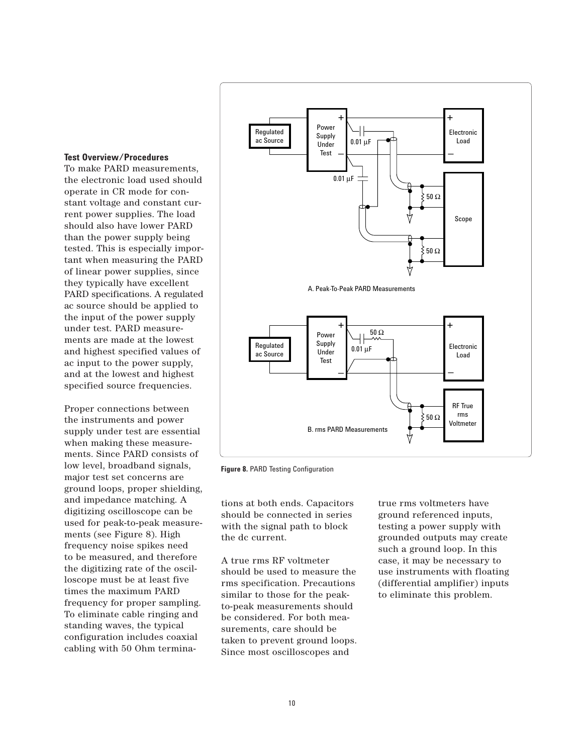**Test Overview/Procedures**

To make PARD measurements, the electronic load used should operate in CR mode for constant voltage and constant current power supplies. The load should also have lower PARD than the power supply being tested. This is especially important when measuring the PARD of linear power supplies, since they typically have excellent PARD specifications. A regulated ac source should be applied to the input of the power supply under test. PARD measurements are made at the lowest and highest specified values of ac input to the power supply, and at the lowest and highest specified source frequencies.

Proper connections between the instruments and power supply under test are essential when making these measurements. Since PARD consists of low level, broadband signals, major test set concerns are ground loops, proper shielding, and impedance matching. A digitizing oscilloscope can be used for peak-to-peak measurements (see Figure 8). High frequency noise spikes need to be measured, and therefore the digitizing rate of the oscilloscope must be at least five times the maximum PARD frequency for proper sampling. To eliminate cable ringing and standing waves, the typical configuration includes coaxial cabling with 50 Ohm terminations at both ends. Capacitors should be connected in series with the signal path to block the dc current.

A true rms RF voltmeter should be used to measure the rms specification. Precautions similar to those for the peak-to-peak measurements should be considered. For both measurements, care should be taken to prevent ground loops. Since most oscilloscopes and true rms voltmeters have ground referenced inputs, testing a power supply with grounded outputs may create such a ground loop. In this case, it may be necessary to use instruments with floating (differential amplifier) inputs to eliminate this problem.

A. Peak-To-Peak PARD Measurements

B. rms PARD Measurements

**Figure 8.** PARD Testing Configuration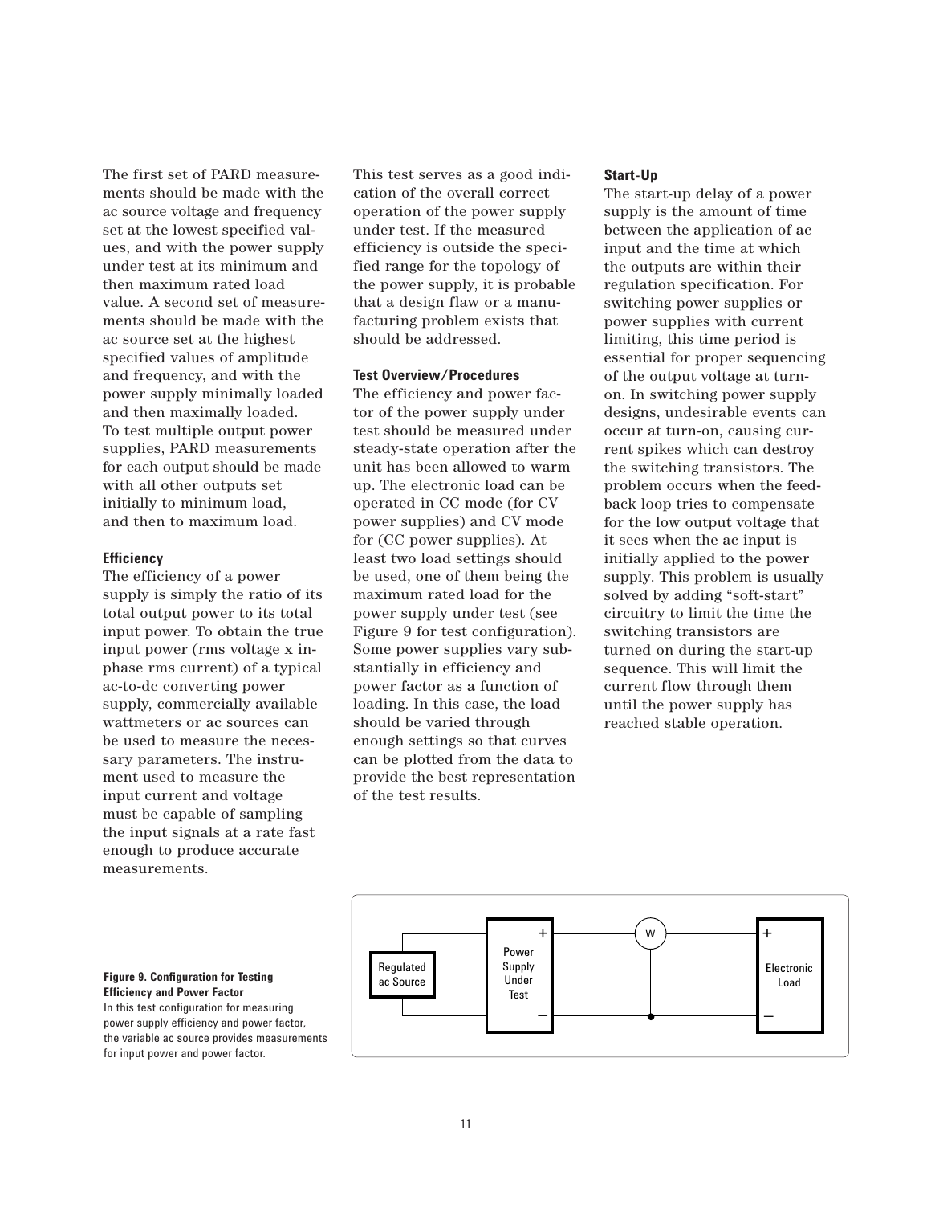The first set of PARD measurements should be made with the ac source voltage and frequency set at the lowest specified values, and with the power supply under test at its minimum and then maximum rated load value. A second set of measurements should be made with the ac source set at the highest specified values of amplitude and frequency, and with the power supply minimally loaded and then maximally loaded. To test multiple output power supplies, PARD measurements for each output should be made with all other outputs set initially to minimum load, and then to maximum load.

**Efficiency**

The efficiency of a power supply is simply the ratio of its total output power to its total input power. To obtain the true input power (rms voltage x in-phase rms current) of a typical ac-to-dc converting power supply, commercially available wattmeters or ac sources can be used to measure the necessary parameters. The instrument used to measure the input current and voltage must be capable of sampling the input signals at a rate fast enough to produce accurate measurements.

This test serves as a good indication of the overall correct operation of the power supply under test. If the measured efficiency is outside the specified range for the topology of the power supply, it is probable that a design flaw or a manufacturing problem exists that should be addressed.

**Test Overview/Procedures**

The efficiency and power factor of the power supply under test should be measured under steady-state operation after the unit has been allowed to warm up. The electronic load can be operated in CC mode (for CV power supplies) and CV mode for (CC power supplies). At least two load settings should be used, one of them being the maximum rated load for the power supply under test (see Figure 9 for test configuration). Some power supplies vary substantially in efficiency and power factor as a function of loading. In this case, the load should be varied through enough settings so that curves can be plotted from the data to provide the best representation of the test results.

**Start-Up**

The start-up delay of a power supply is the amount of time between the application of ac input and the time at which the outputs are within their regulation specification. For switching power supplies or power supplies with current limiting, this time period is essential for proper sequencing of the output voltage at turn-on. In switching power supply designs, undesirable events can occur at turn-on, causing current spikes which can destroy the switching transistors. The problem occurs when the feedback loop tries to compensate for the low output voltage that it sees when the ac input is initially applied to the power supply. This problem is usually solved by adding "soft-start" circuitry to limit the time the switching transistors are turned on during the start-up sequence. This will limit the current flow through them until the power supply has reached stable operation.

Regulated ac Source — Power Supply Under Test (+, –) — W — Electronic Load (+, –)

**Figure 9. Configuration for Testing Efficiency and Power Factor**

In this test configuration for measuring power supply efficiency and power factor, the variable ac source provides measurements for input power and power factor.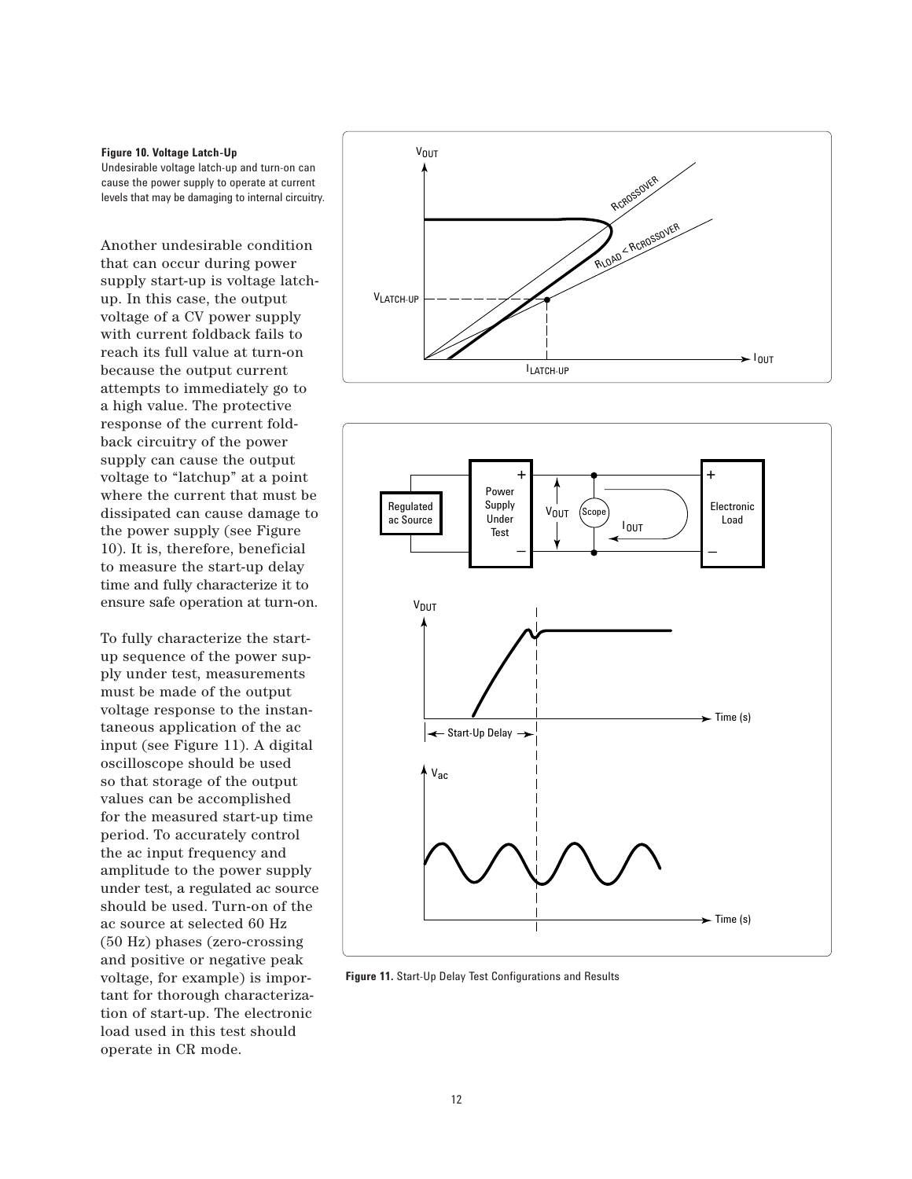**Figure 10. Voltage Latch-Up**
Undesirable voltage latch-up and turn-on can cause the power supply to operate at current levels that may be damaging to internal circuitry.

Another undesirable condition that can occur during power supply start-up is voltage latch-up. In this case, the output voltage of a CV power supply with current foldback fails to reach its full value at turn-on because the output current attempts to immediately go to a high value. The protective response of the current fold-back circuitry of the power supply can cause the output voltage to "latchup" at a point where the current that must be dissipated can cause damage to the power supply (see Figure 10). It is, therefore, beneficial to measure the start-up delay time and fully characterize it to ensure safe operation at turn-on.

To fully characterize the start-up sequence of the power supply under test, measurements must be made of the output voltage response to the instantaneous application of the ac input (see Figure 11). A digital oscilloscope should be used so that storage of the output values can be accomplished for the measured start-up time period. To accurately control the ac input frequency and amplitude to the power supply under test, a regulated ac source should be used. Turn-on of the ac source at selected 60 Hz (50 Hz) phases (zero-crossing and positive or negative peak voltage, for example) is important for thorough characterization of start-up. The electronic load used in this test should operate in CR mode.

**Figure 11.** Start-Up Delay Test Configurations and Results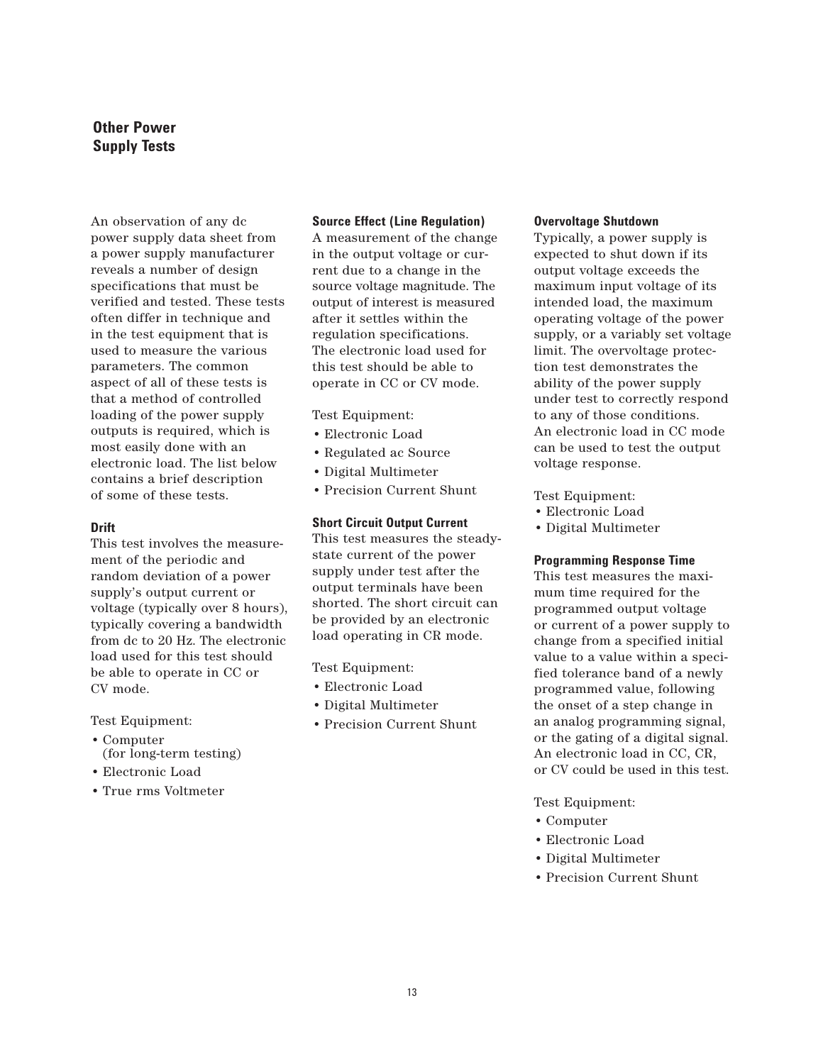## Other Power Supply Tests

An observation of any dc power supply data sheet from a power supply manufacturer reveals a number of design specifications that must be verified and tested. These tests often differ in technique and in the test equipment that is used to measure the various parameters. The common aspect of all of these tests is that a method of controlled loading of the power supply outputs is required, which is most easily done with an electronic load. The list below contains a brief description of some of these tests.

### Drift

This test involves the measurement of the periodic and random deviation of a power supply's output current or voltage (typically over 8 hours), typically covering a bandwidth from dc to 20 Hz. The electronic load used for this test should be able to operate in CC or CV mode.

Test Equipment:

- Computer (for long-term testing)
- Electronic Load
- True rms Voltmeter

### Source Effect (Line Regulation)

A measurement of the change in the output voltage or current due to a change in the source voltage magnitude. The output of interest is measured after it settles within the regulation specifications. The electronic load used for this test should be able to operate in CC or CV mode.

Test Equipment:

- Electronic Load
- Regulated ac Source
- Digital Multimeter
- Precision Current Shunt

### Short Circuit Output Current

This test measures the steady-state current of the power supply under test after the output terminals have been shorted. The short circuit can be provided by an electronic load operating in CR mode.

Test Equipment:

- Electronic Load
- Digital Multimeter
- Precision Current Shunt

### Overvoltage Shutdown

Typically, a power supply is expected to shut down if its output voltage exceeds the maximum input voltage of its intended load, the maximum operating voltage of the power supply, or a variably set voltage limit. The overvoltage protection test demonstrates the ability of the power supply under test to correctly respond to any of those conditions. An electronic load in CC mode can be used to test the output voltage response.

Test Equipment:

- Electronic Load
- Digital Multimeter

### Programming Response Time

This test measures the maximum time required for the programmed output voltage or current of a power supply to change from a specified initial value to a value within a specified tolerance band of a newly programmed value, following the onset of a step change in an analog programming signal, or the gating of a digital signal. An electronic load in CC, CR, or CV could be used in this test.

Test Equipment:

- Computer
- Electronic Load
- Digital Multimeter
- Precision Current Shunt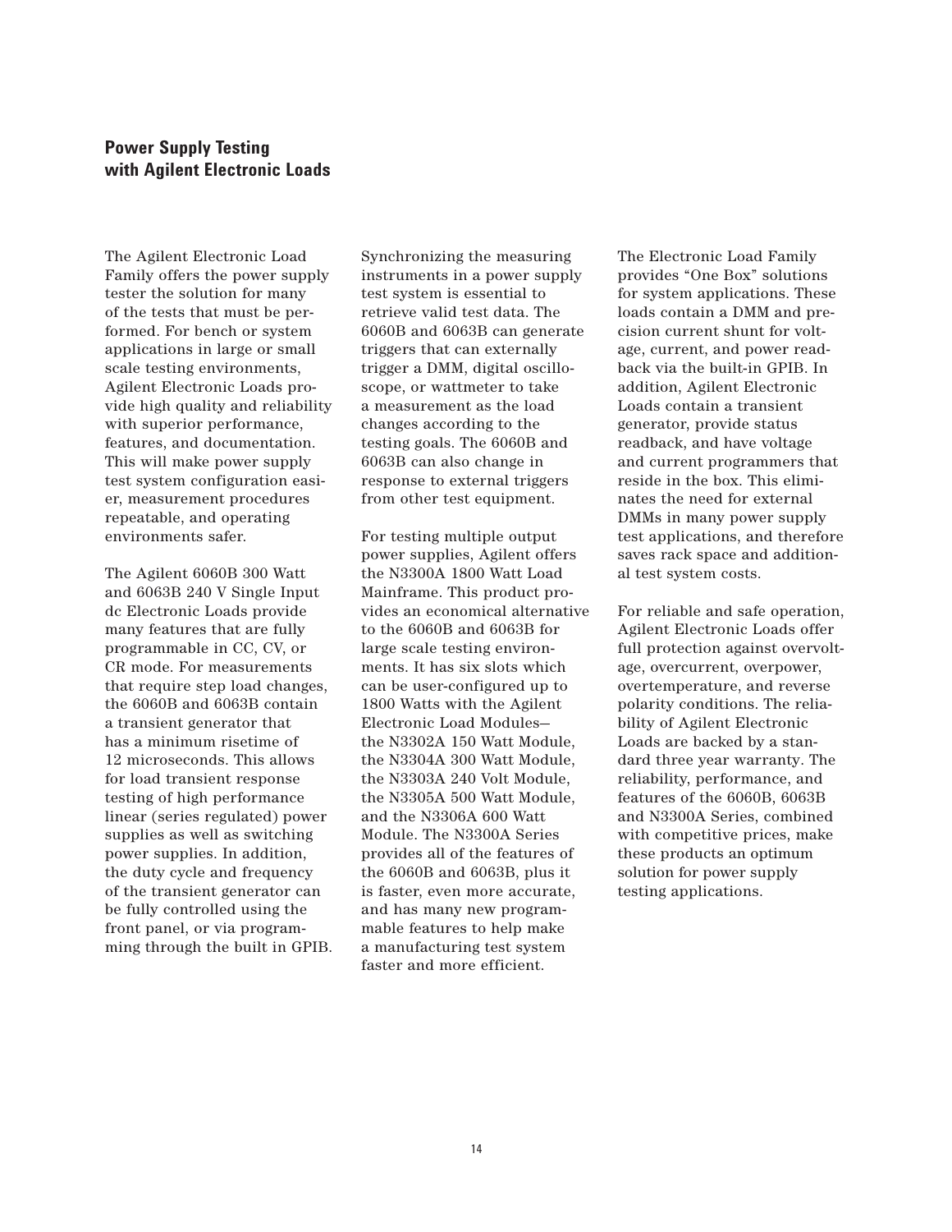## Power Supply Testing with Agilent Electronic Loads

The Agilent Electronic Load Family offers the power supply tester the solution for many of the tests that must be performed. For bench or system applications in large or small scale testing environments, Agilent Electronic Loads provide high quality and reliability with superior performance, features, and documentation. This will make power supply test system configuration easier, measurement procedures repeatable, and operating environments safer.

The Agilent 6060B 300 Watt and 6063B 240 V Single Input dc Electronic Loads provide many features that are fully programmable in CC, CV, or CR mode. For measurements that require step load changes, the 6060B and 6063B contain a transient generator that has a minimum risetime of 12 microseconds. This allows for load transient response testing of high performance linear (series regulated) power supplies as well as switching power supplies. In addition, the duty cycle and frequency of the transient generator can be fully controlled using the front panel, or via programming through the built in GPIB.

Synchronizing the measuring instruments in a power supply test system is essential to retrieve valid test data. The 6060B and 6063B can generate triggers that can externally trigger a DMM, digital oscilloscope, or wattmeter to take a measurement as the load changes according to the testing goals. The 6060B and 6063B can also change in response to external triggers from other test equipment.

For testing multiple output power supplies, Agilent offers the N3300A 1800 Watt Load Mainframe. This product provides an economical alternative to the 6060B and 6063B for large scale testing environments. It has six slots which can be user-configured up to 1800 Watts with the Agilent Electronic Load Modules—the N3302A 150 Watt Module, the N3304A 300 Watt Module, the N3303A 240 Volt Module, the N3305A 500 Watt Module, and the N3306A 600 Watt Module. The N3300A Series provides all of the features of the 6060B and 6063B, plus it is faster, even more accurate, and has many new programmable features to help make a manufacturing test system faster and more efficient.

The Electronic Load Family provides "One Box" solutions for system applications. These loads contain a DMM and precision current shunt for voltage, current, and power readback via the built-in GPIB. In addition, Agilent Electronic Loads contain a transient generator, provide status readback, and have voltage and current programmers that reside in the box. This eliminates the need for external DMMs in many power supply test applications, and therefore saves rack space and additional test system costs.

For reliable and safe operation, Agilent Electronic Loads offer full protection against overvoltage, overcurrent, overpower, overtemperature, and reverse polarity conditions. The reliability of Agilent Electronic Loads are backed by a standard three year warranty. The reliability, performance, and features of the 6060B, 6063B and N3300A Series, combined with competitive prices, make these products an optimum solution for power supply testing applications.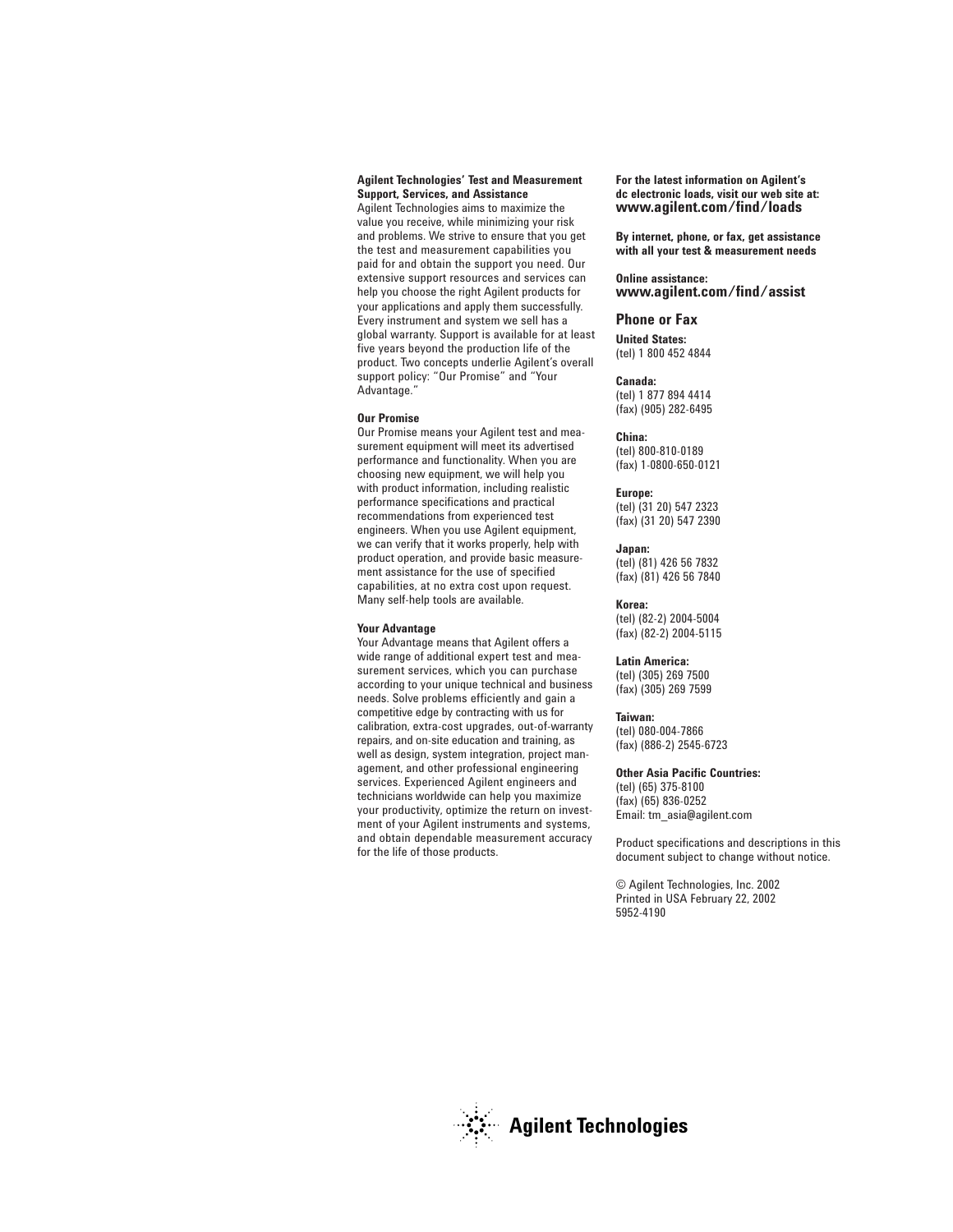**Agilent Technologies' Test and Measurement Support, Services, and Assistance**

Agilent Technologies aims to maximize the value you receive, while minimizing your risk and problems. We strive to ensure that you get the test and measurement capabilities you paid for and obtain the support you need. Our extensive support resources and services can help you choose the right Agilent products for your applications and apply them successfully. Every instrument and system we sell has a global warranty. Support is available for at least five years beyond the production life of the product. Two concepts underlie Agilent's overall support policy: "Our Promise" and "Your Advantage."

**Our Promise**

Our Promise means your Agilent test and measurement equipment will meet its advertised performance and functionality. When you are choosing new equipment, we will help you with product information, including realistic performance specifications and practical recommendations from experienced test engineers. When you use Agilent equipment, we can verify that it works properly, help with product operation, and provide basic measurement assistance for the use of specified capabilities, at no extra cost upon request. Many self-help tools are available.

**Your Advantage**

Your Advantage means that Agilent offers a wide range of additional expert test and measurement services, which you can purchase according to your unique technical and business needs. Solve problems efficiently and gain a competitive edge by contracting with us for calibration, extra-cost upgrades, out-of-warranty repairs, and on-site education and training, as well as design, system integration, project management, and other professional engineering services. Experienced Agilent engineers and technicians worldwide can help you maximize your productivity, optimize the return on investment of your Agilent instruments and systems, and obtain dependable measurement accuracy for the life of those products.

**For the latest information on Agilent's dc electronic loads, visit our web site at:**
**www.agilent.com/find/loads**

**By internet, phone, or fax, get assistance with all your test & measurement needs**

**Online assistance:**
**www.agilent.com/find/assist**

## Phone or Fax

**United States:**
(tel) 1 800 452 4844

**Canada:**
(tel) 1 877 894 4414
(fax) (905) 282-6495

**China:**
(tel) 800-810-0189
(fax) 1-0800-650-0121

**Europe:**
(tel) (31 20) 547 2323
(fax) (31 20) 547 2390

**Japan:**
(tel) (81) 426 56 7832
(fax) (81) 426 56 7840

**Korea:**
(tel) (82-2) 2004-5004
(fax) (82-2) 2004-5115

**Latin America:**
(tel) (305) 269 7500
(fax) (305) 269 7599

**Taiwan:**
(tel) 080-004-7866
(fax) (886-2) 2545-6723

**Other Asia Pacific Countries:**
(tel) (65) 375-8100
(fax) (65) 836-0252
Email: tm_asia@agilent.com

Product specifications and descriptions in this document subject to change without notice.

© Agilent Technologies, Inc. 2002
Printed in USA February 22, 2002
5952-4190

Agilent Technologies